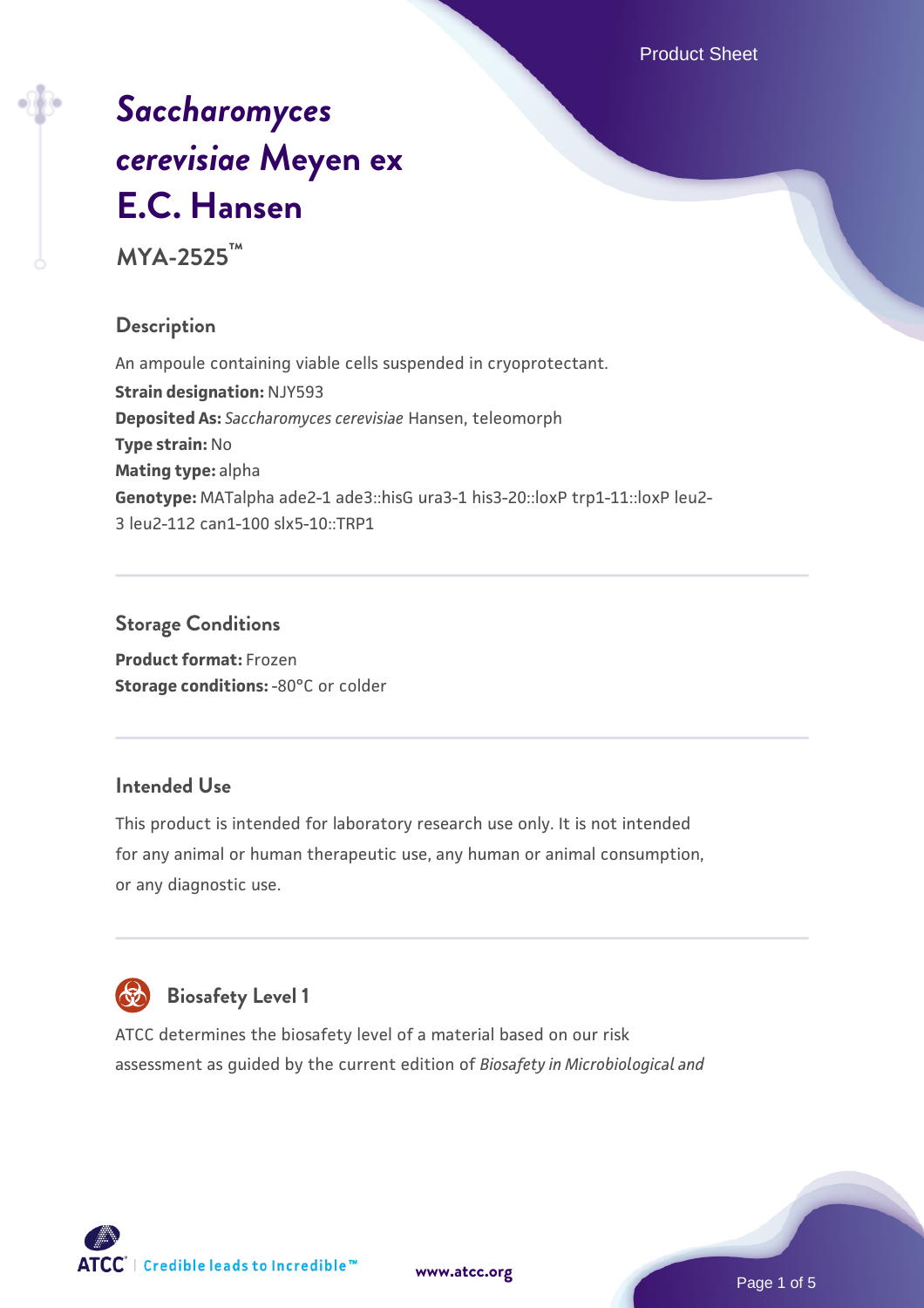# *Saccharomyces cerevisiae* Meyen ex E.C. Hansen

**MYA-2525™**

## Description

An ampoule containing viable cells suspended in cryoprotectant.

**Strain designation:** NJY593

**Deposited As:** *Saccharomyces cerevisiae* Hansen, teleomorph

**Type strain:** No

**Mating type:** alpha

**Genotype:** MATalpha ade2-1 ade3::hisG ura3-1 his3-20::loxP trp1-11::loxP leu2-3 leu2-112 can1-100 slx5-10::TRP1

## Storage Conditions

**Product format:** Frozen

**Storage conditions:** -80°C or colder

## Intended Use

This product is intended for laboratory research use only. It is not intended for any animal or human therapeutic use, any human or animal consumption, or any diagnostic use.

## Biosafety Level 1

ATCC determines the biosafety level of a material based on our risk assessment as guided by the current edition of *Biosafety in Microbiological and*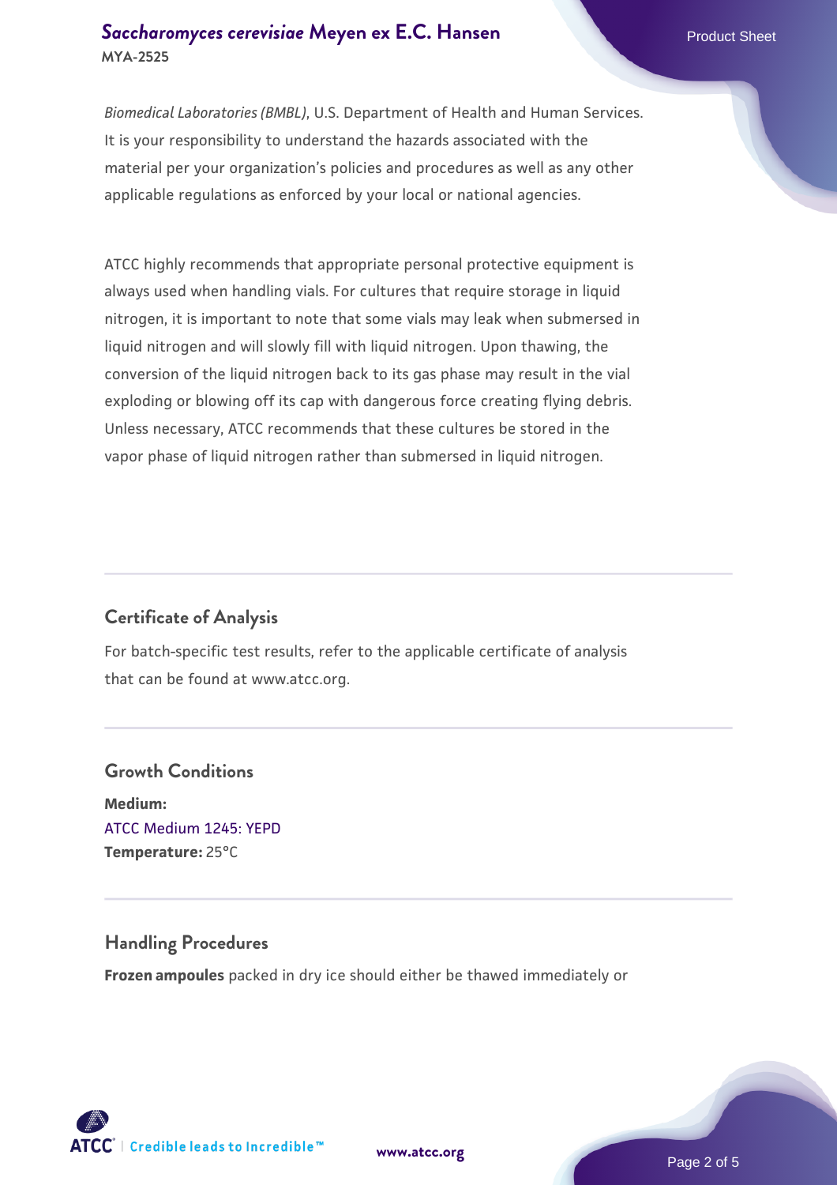*Biomedical Laboratories (BMBL)*, U.S. Department of Health and Human Services. It is your responsibility to understand the hazards associated with the material per your organization's policies and procedures as well as any other applicable regulations as enforced by your local or national agencies.

ATCC highly recommends that appropriate personal protective equipment is always used when handling vials. For cultures that require storage in liquid nitrogen, it is important to note that some vials may leak when submersed in liquid nitrogen and will slowly fill with liquid nitrogen. Upon thawing, the conversion of the liquid nitrogen back to its gas phase may result in the vial exploding or blowing off its cap with dangerous force creating flying debris. Unless necessary, ATCC recommends that these cultures be stored in the vapor phase of liquid nitrogen rather than submersed in liquid nitrogen.

## Certificate of Analysis

For batch-specific test results, refer to the applicable certificate of analysis that can be found at www.atcc.org.

## Growth Conditions

**Medium:**
ATCC Medium 1245: YEPD
**Temperature:** 25°C

## Handling Procedures

**Frozen ampoules** packed in dry ice should either be thawed immediately or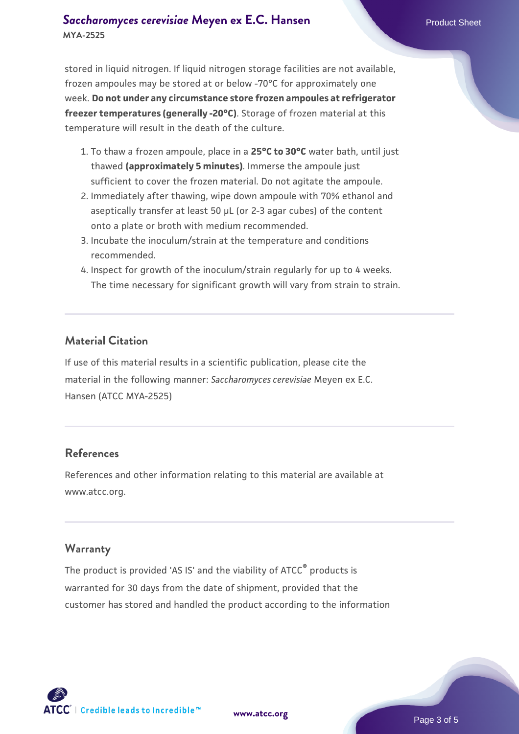stored in liquid nitrogen. If liquid nitrogen storage facilities are not available, frozen ampoules may be stored at or below -70°C for approximately one week. **Do not under any circumstance store frozen ampoules at refrigerator freezer temperatures (generally -20°C)**. Storage of frozen material at this temperature will result in the death of the culture.

1. To thaw a frozen ampoule, place in a **25°C to 30°C** water bath, until just thawed **(approximately 5 minutes)**. Immerse the ampoule just sufficient to cover the frozen material. Do not agitate the ampoule.
2. Immediately after thawing, wipe down ampoule with 70% ethanol and aseptically transfer at least 50 µL (or 2-3 agar cubes) of the content onto a plate or broth with medium recommended.
3. Incubate the inoculum/strain at the temperature and conditions recommended.
4. Inspect for growth of the inoculum/strain regularly for up to 4 weeks. The time necessary for significant growth will vary from strain to strain.

## Material Citation

If use of this material results in a scientific publication, please cite the material in the following manner: *Saccharomyces cerevisiae* Meyen ex E.C. Hansen (ATCC MYA-2525)

## References

References and other information relating to this material are available at www.atcc.org.

## Warranty

The product is provided 'AS IS' and the viability of ATCC® products is warranted for 30 days from the date of shipment, provided that the customer has stored and handled the product according to the information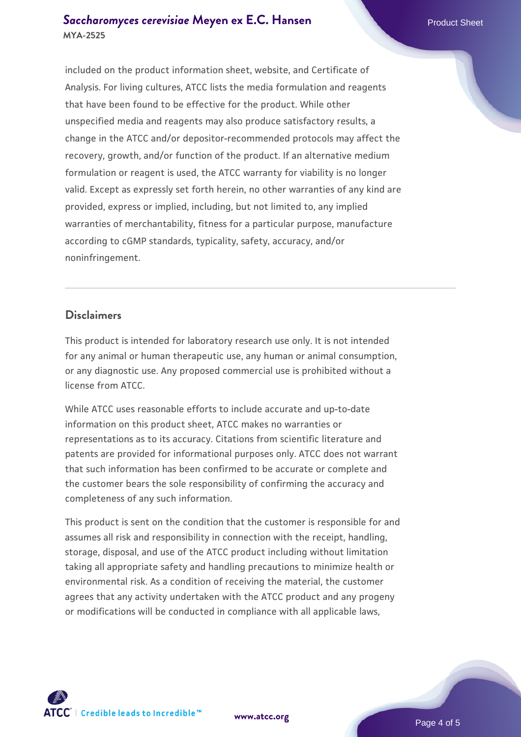included on the product information sheet, website, and Certificate of Analysis. For living cultures, ATCC lists the media formulation and reagents that have been found to be effective for the product. While other unspecified media and reagents may also produce satisfactory results, a change in the ATCC and/or depositor-recommended protocols may affect the recovery, growth, and/or function of the product. If an alternative medium formulation or reagent is used, the ATCC warranty for viability is no longer valid. Except as expressly set forth herein, no other warranties of any kind are provided, express or implied, including, but not limited to, any implied warranties of merchantability, fitness for a particular purpose, manufacture according to cGMP standards, typicality, safety, accuracy, and/or noninfringement.

## Disclaimers

This product is intended for laboratory research use only. It is not intended for any animal or human therapeutic use, any human or animal consumption, or any diagnostic use. Any proposed commercial use is prohibited without a license from ATCC.

While ATCC uses reasonable efforts to include accurate and up-to-date information on this product sheet, ATCC makes no warranties or representations as to its accuracy. Citations from scientific literature and patents are provided for informational purposes only. ATCC does not warrant that such information has been confirmed to be accurate or complete and the customer bears the sole responsibility of confirming the accuracy and completeness of any such information.

This product is sent on the condition that the customer is responsible for and assumes all risk and responsibility in connection with the receipt, handling, storage, disposal, and use of the ATCC product including without limitation taking all appropriate safety and handling precautions to minimize health or environmental risk. As a condition of receiving the material, the customer agrees that any activity undertaken with the ATCC product and any progeny or modifications will be conducted in compliance with all applicable laws,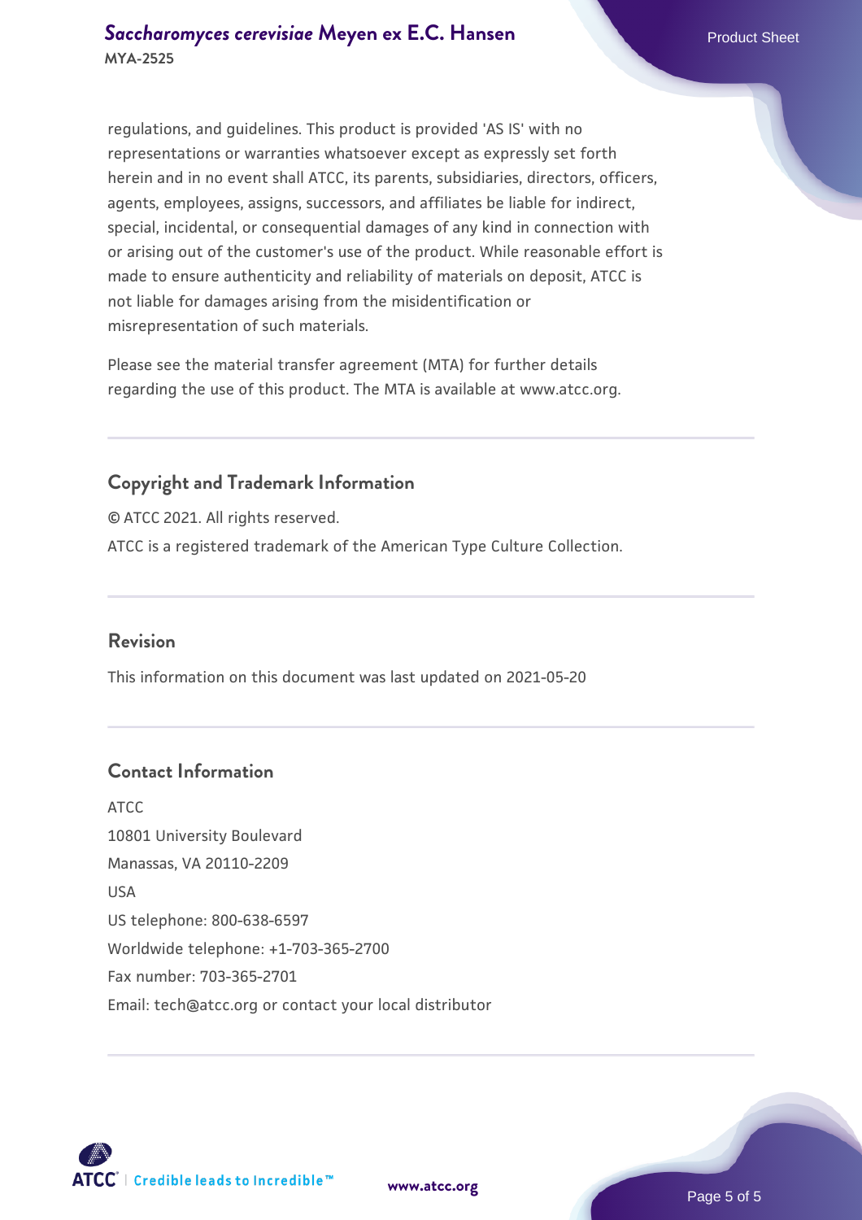regulations, and guidelines. This product is provided 'AS IS' with no representations or warranties whatsoever except as expressly set forth herein and in no event shall ATCC, its parents, subsidiaries, directors, officers, agents, employees, assigns, successors, and affiliates be liable for indirect, special, incidental, or consequential damages of any kind in connection with or arising out of the customer's use of the product. While reasonable effort is made to ensure authenticity and reliability of materials on deposit, ATCC is not liable for damages arising from the misidentification or misrepresentation of such materials.

Please see the material transfer agreement (MTA) for further details regarding the use of this product. The MTA is available at www.atcc.org.

## Copyright and Trademark Information

© ATCC 2021. All rights reserved.

ATCC is a registered trademark of the American Type Culture Collection.

## Revision

This information on this document was last updated on 2021-05-20

## Contact Information

ATCC
10801 University Boulevard
Manassas, VA 20110-2209
USA
US telephone: 800-638-6597
Worldwide telephone: +1-703-365-2700
Fax number: 703-365-2701
Email: tech@atcc.org or contact your local distributor